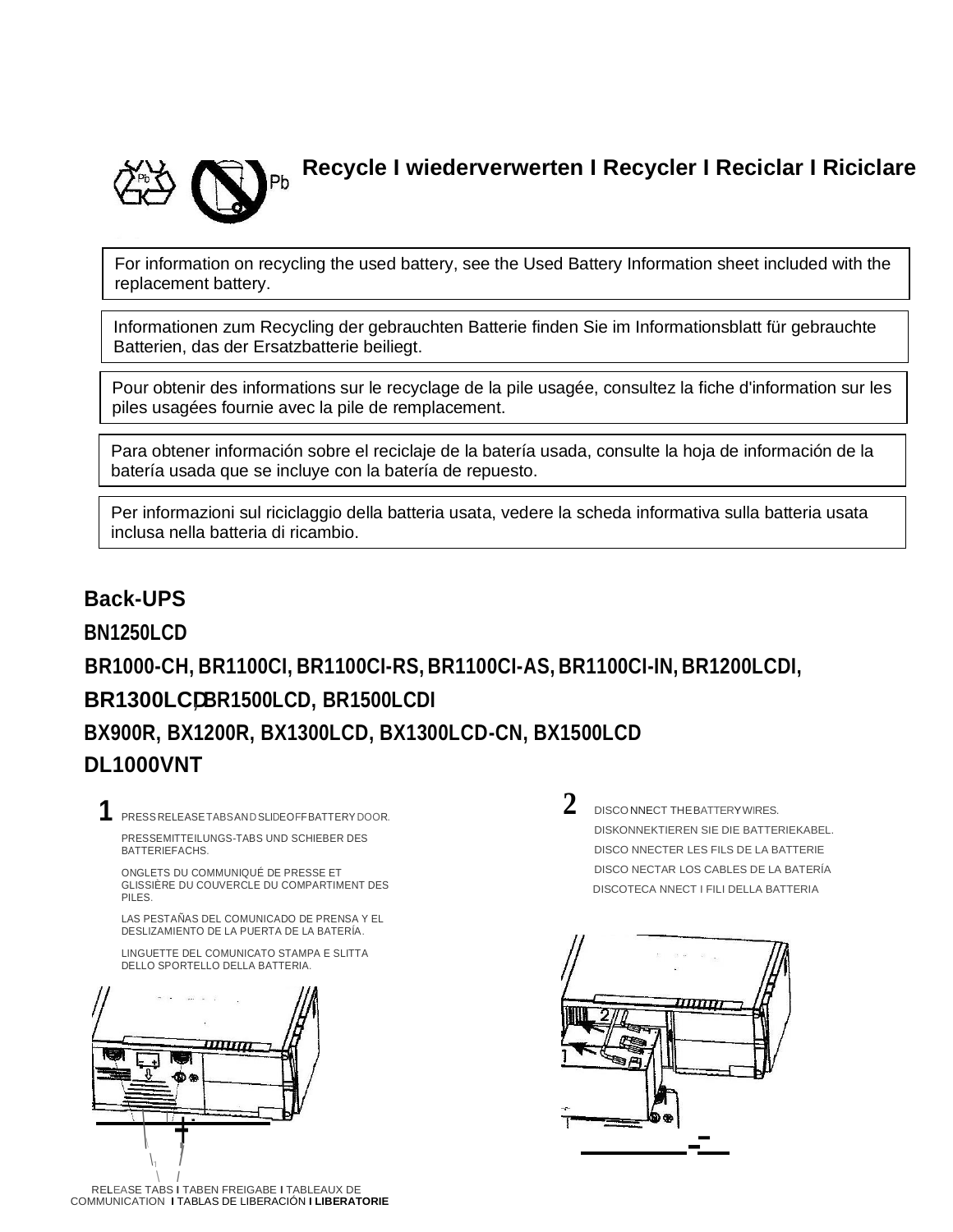## Recycle I wiederverwerten I Recycler I Reciclar I Riciclare

For information on recycling the used battery, see the Used Battery Information sheet included with the replacement battery.

Informationen zum Recycling der gebrauchten Batterie finden Sie im Informationsblatt für gebrauchte Batterien, das der Ersatzbatterie beiliegt.

Pour obtenir des informations sur le recyclage de la pile usagée, consultez la fiche d'information sur les piles usagées fournie avec la pile de remplacement.

Para obtener información sobre el reciclaje de la batería usada, consulte la hoja de información de la batería usada que se incluye con la batería de repuesto.

Per informazioni sul riciclaggio della batteria usata, vedere la scheda informativa sulla batteria usata inclusa nella batteria di ricambio.

**Back-UPS**

**BN1250LCD**

**BR1000-CH, BR1100CI, BR1100CI-RS, BR1100CI-AS, BR1100CI-IN, BR1200LCDI, BR1300LCD, BR1500LCD, BR1500LCDI**

**BX900R, BX1200R, BX1300LCD, BX1300LCD-CN, BX1500LCD**

**DL1000VNT**

**1** PRESS RELEASE TABS AND SLIDE OFF BATTERY DOOR.

PRESSEMITTEILUNGS-TABS UND SCHIEBER DES BATTERIEFACHS.

ONGLETS DU COMMUNIQUÉ DE PRESSE ET GLISSIÈRE DU COUVERCLE DU COMPARTIMENT DES PILES.

LAS PESTAÑAS DEL COMUNICADO DE PRENSA Y EL DESLIZAMIENTO DE LA PUERTA DE LA BATERÍA.

LINGUETTE DEL COMUNICATO STAMPA E SLITTA DELLO SPORTELLO DELLA BATTERIA.

RELEASE TABS I TABEN FREIGABE I TABLEAUX DE COMMUNICATION I TABLAS DE LIBERACIÓN I **LIBERATORIE**

**2** DISCONNECT THE BATTERY WIRES.

DISKONNEKTIEREN SIE DIE BATTERIEKABEL.

DISCO NNECTER LES FILS DE LA BATTERIE

DISCO NECTAR LOS CABLES DE LA BATERÍA

DISCOTECA NNECT I FILI DELLA BATTERIA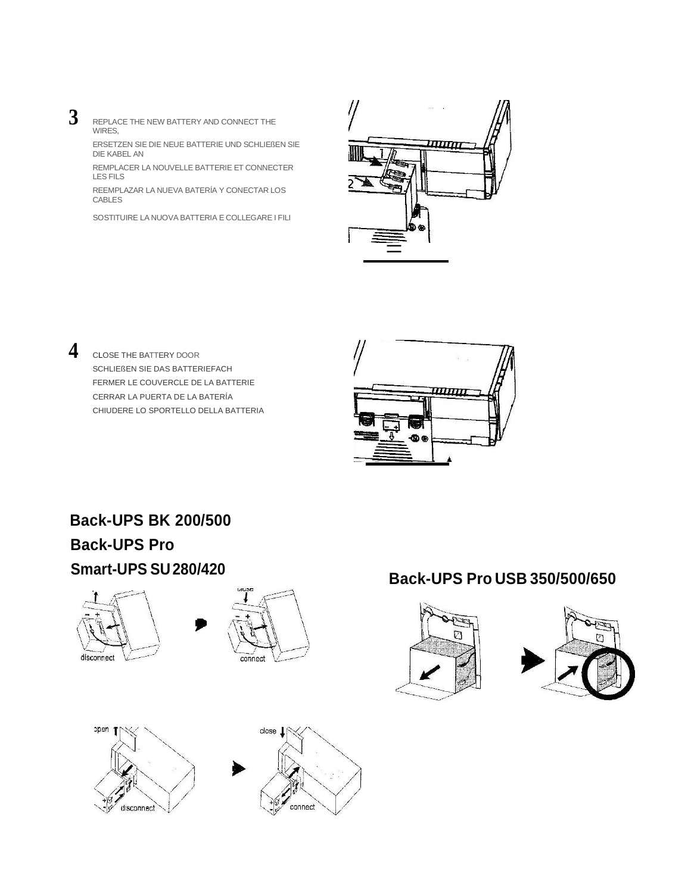**3**

REPLACE THE NEW BATTERY AND CONNECT THE WIRES,

ERSETZEN SIE DIE NEUE BATTERIE UND SCHLIEßEN SIE DIE KABEL AN

REMPLACER LA NOUVELLE BATTERIE ET CONNECTER LES FILS

REEMPLAZAR LA NUEVA BATERÍA Y CONECTAR LOS CABLES

SOSTITUIRE LA NUOVA BATTERIA E COLLEGARE I FILI

**4**

CLOSE THE BATTERY DOOR

SCHLIEßEN SIE DAS BATTERIEFACH

FERMER LE COUVERCLE DE LA BATTERIE

CERRAR LA PUERTA DE LA BATERÍA

CHIUDERE LO SPORTELLO DELLA BATTERIA

## Back-UPS BK 200/500

## Back-UPS Pro

## Smart-UPS SU 280/420

disconnect

close

connect

## Back-UPS Pro USB 350/500/650

open

disconnect

close

connect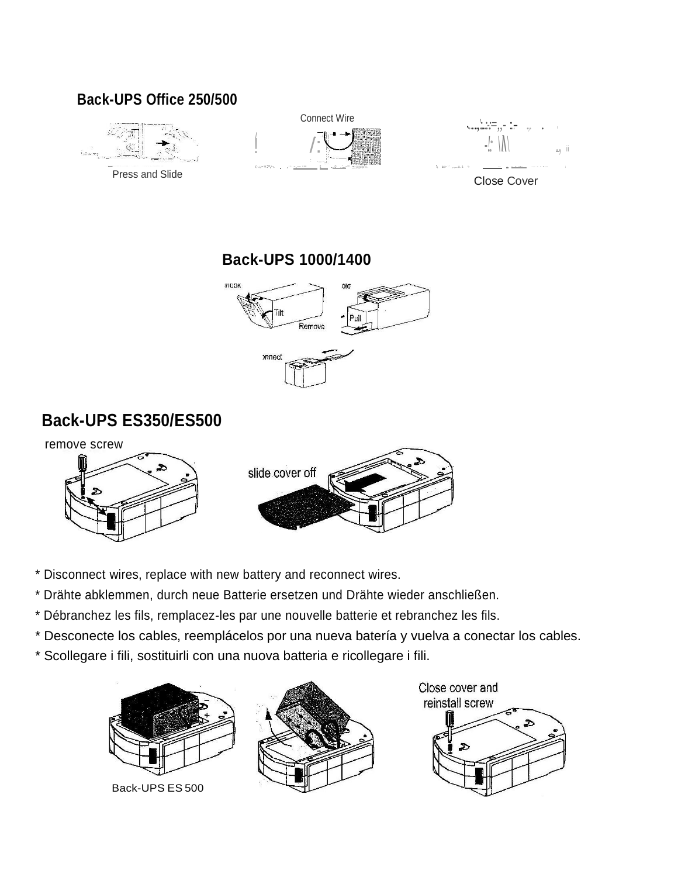## Back-UPS Office 250/500

Press and Slide

Connect Wire

Close Cover

## Back-UPS 1000/1400

Tilt

Remove

Pull

## Back-UPS ES350/ES500

remove screw

slide cover off

* Disconnect wires, replace with new battery and reconnect wires.
* Drähte abklemmen, durch neue Batterie ersetzen und Drähte wieder anschließen.
* Débranchez les fils, remplacez-les par une nouvelle batterie et rebranchez les fils.
* Desconecte los cables, reemplácelos por una nueva batería y vuelva a conectar los cables.
* Scollegare i fili, sostituirli con una nuova batteria e ricollegare i fili.

Back-UPS ES 500

Close cover and reinstall screw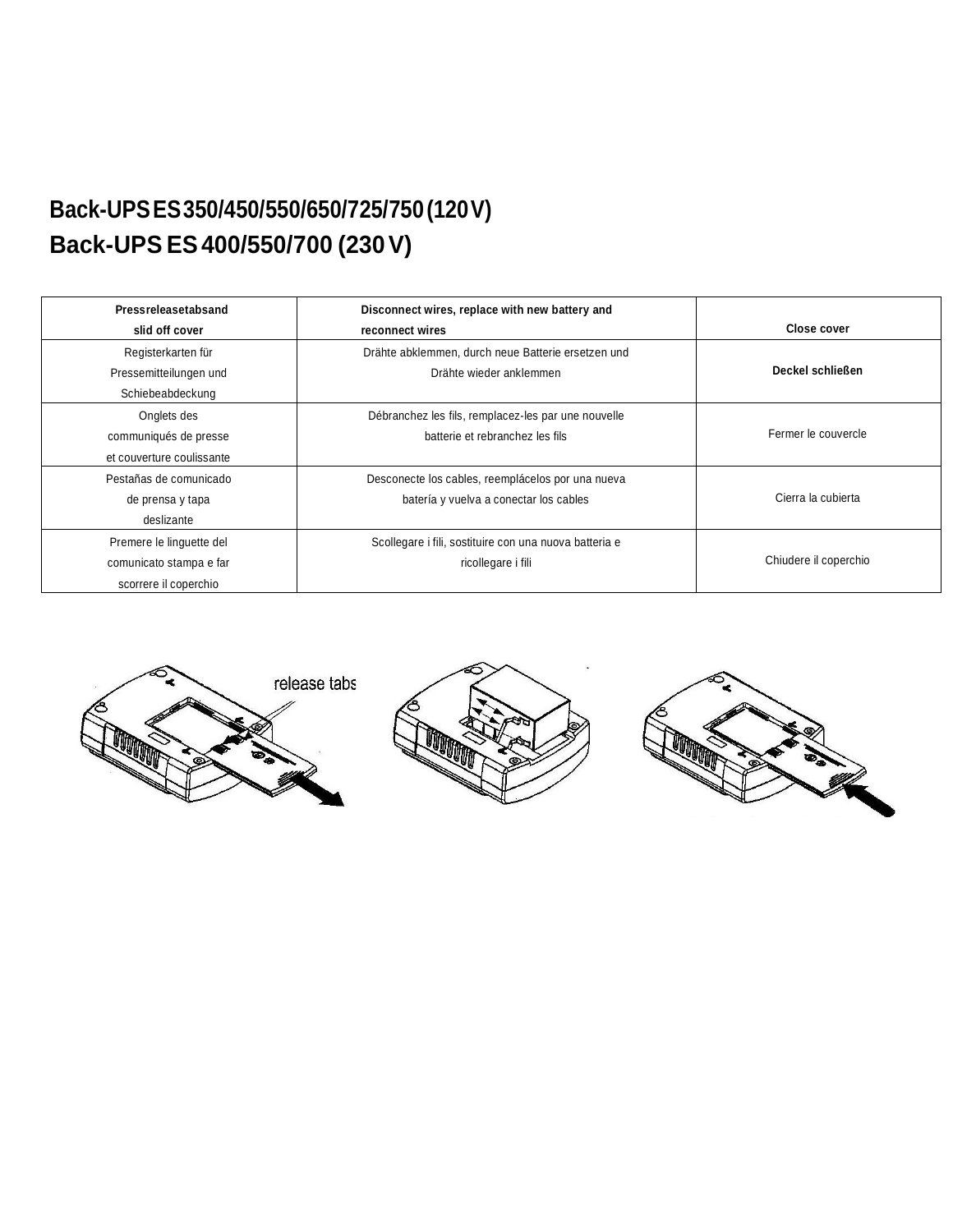# Back-UPS ES 350/450/550/650/725/750 (120 V)
# Back-UPS ES 400/550/700 (230 V)

| Pressreleasetabsand slid off cover | Disconnect wires, replace with new battery and reconnect wires | Close cover |
|---|---|---|
| Registerkarten für Pressemitteilungen und Schiebeabdeckung | Drähte abklemmen, durch neue Batterie ersetzen und Drähte wieder anklemmen | Deckel schließen |
| Onglets des communiqués de presse et couverture coulissante | Débranchez les fils, remplacez-les par une nouvelle batterie et rebranchez les fils | Fermer le couvercle |
| Pestañas de comunicado de prensa y tapa deslizante | Desconecte los cables, reemplácelos por una nueva batería y vuelva a conectar los cables | Cierra la cubierta |
| Premere le linguette del comunicato stampa e far scorrere il coperchio | Scollegare i fili, sostituire con una nuova batteria e ricollegare i fili | Chiudere il coperchio |

release tabs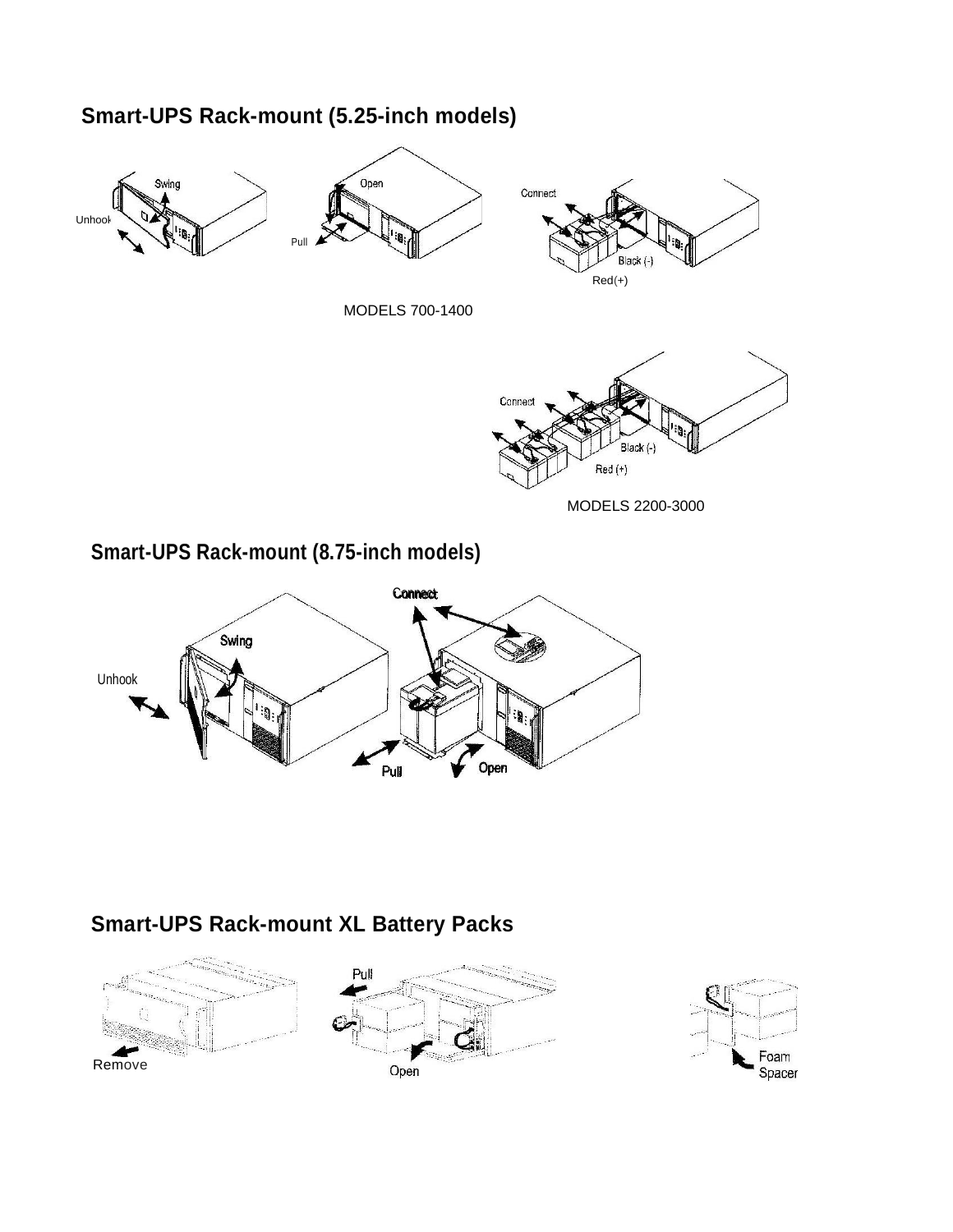## Smart-UPS Rack-mount (5.25-inch models)

Unhook Swing Pull Open Connect Black (-) Red(+)

MODELS 700-1400

Connect Black (-) Red (+)

MODELS 2200-3000

## Smart-UPS Rack-mount (8.75-inch models)

Unhook Swing Connect Pull Open

## Smart-UPS Rack-mount XL Battery Packs

Remove Pull Open Foam Spacer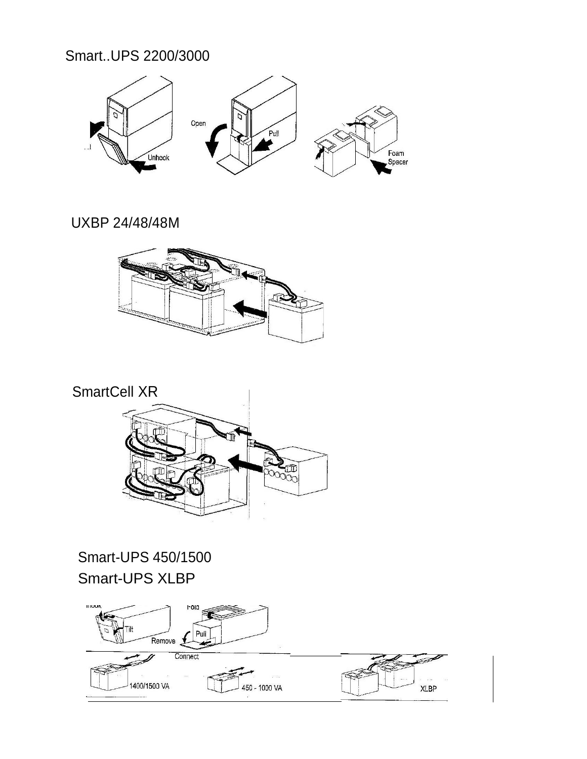Smart..UPS 2200/3000

Open

Pull

Unhook

Foam Spacer

UXBP 24/48/48M

SmartCell XR

Smart-UPS 450/1500

Smart-UPS XLBP

Unhook

Tilt

Remove

Fold

Pull

Connect

1400/1500 VA

450 - 1000 VA

XLBP